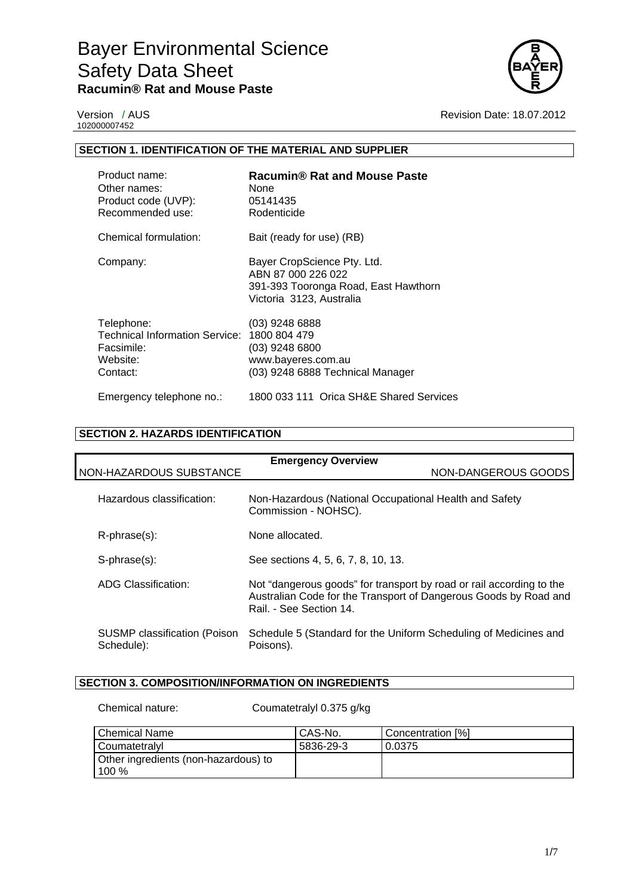# Bayer Environmental Science
# Safety Data Sheet
## Racumin® Rat and Mouse Paste

Version / AUS
102000007452

Revision Date: 18.07.2012

### SECTION 1. IDENTIFICATION OF THE MATERIAL AND SUPPLIER

| | |
|---|---|
| Product name: | **Racumin® Rat and Mouse Paste** |
| Other names: | None |
| Product code (UVP): | 05141435 |
| Recommended use: | Rodenticide |
| Chemical formulation: | Bait (ready for use) (RB) |
| Company: | Bayer CropScience Pty. Ltd.<br>ABN 87 000 226 022<br>391-393 Tooronga Road, East Hawthorn<br>Victoria 3123, Australia |
| Telephone: | (03) 9248 6888 |
| Technical Information Service: | 1800 804 479 |
| Facsimile: | (03) 9248 6800 |
| Website: | www.bayeres.com.au |
| Contact: | (03) 9248 6888 Technical Manager |
| Emergency telephone no.: | 1800 033 111 Orica SH&E Shared Services |

### SECTION 2. HAZARDS IDENTIFICATION

**Emergency Overview**

NON-HAZARDOUS SUBSTANCE — NON-DANGEROUS GOODS

| | |
|---|---|
| Hazardous classification: | Non-Hazardous (National Occupational Health and Safety Commission - NOHSC). |
| R-phrase(s): | None allocated. |
| S-phrase(s): | See sections 4, 5, 6, 7, 8, 10, 13. |
| ADG Classification: | Not "dangerous goods" for transport by road or rail according to the Australian Code for the Transport of Dangerous Goods by Road and Rail. - See Section 14. |
| SUSMP classification (Poison Schedule): | Schedule 5 (Standard for the Uniform Scheduling of Medicines and Poisons). |

### SECTION 3. COMPOSITION/INFORMATION ON INGREDIENTS

Chemical nature: Coumatetralyl 0.375 g/kg

| Chemical Name | CAS-No. | Concentration [%] |
|---|---|---|
| Coumatetralyl | 5836-29-3 | 0.0375 |
| Other ingredients (non-hazardous) to 100 % | | |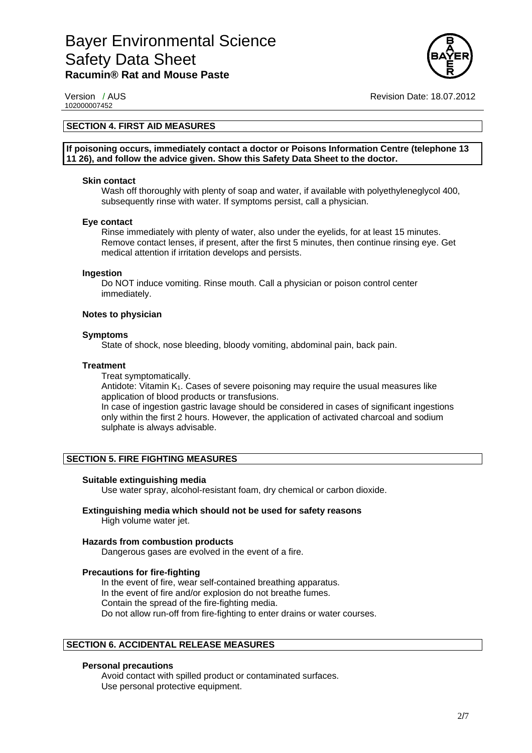## SECTION 4. FIRST AID MEASURES

**If poisoning occurs, immediately contact a doctor or Poisons Information Centre (telephone 13 11 26), and follow the advice given. Show this Safety Data Sheet to the doctor.**

**Skin contact**

Wash off thoroughly with plenty of soap and water, if available with polyethyleneglycol 400, subsequently rinse with water. If symptoms persist, call a physician.

**Eye contact**

Rinse immediately with plenty of water, also under the eyelids, for at least 15 minutes. Remove contact lenses, if present, after the first 5 minutes, then continue rinsing eye. Get medical attention if irritation develops and persists.

**Ingestion**

Do NOT induce vomiting. Rinse mouth. Call a physician or poison control center immediately.

**Notes to physician**

**Symptoms**

State of shock, nose bleeding, bloody vomiting, abdominal pain, back pain.

**Treatment**

Treat symptomatically.
Antidote: Vitamin $K_1$. Cases of severe poisoning may require the usual measures like application of blood products or transfusions.
In case of ingestion gastric lavage should be considered in cases of significant ingestions only within the first 2 hours. However, the application of activated charcoal and sodium sulphate is always advisable.

## SECTION 5. FIRE FIGHTING MEASURES

**Suitable extinguishing media**

Use water spray, alcohol-resistant foam, dry chemical or carbon dioxide.

**Extinguishing media which should not be used for safety reasons**

High volume water jet.

**Hazards from combustion products**

Dangerous gases are evolved in the event of a fire.

**Precautions for fire-fighting**

In the event of fire, wear self-contained breathing apparatus.
In the event of fire and/or explosion do not breathe fumes.
Contain the spread of the fire-fighting media.
Do not allow run-off from fire-fighting to enter drains or water courses.

## SECTION 6. ACCIDENTAL RELEASE MEASURES

**Personal precautions**

Avoid contact with spilled product or contaminated surfaces.
Use personal protective equipment.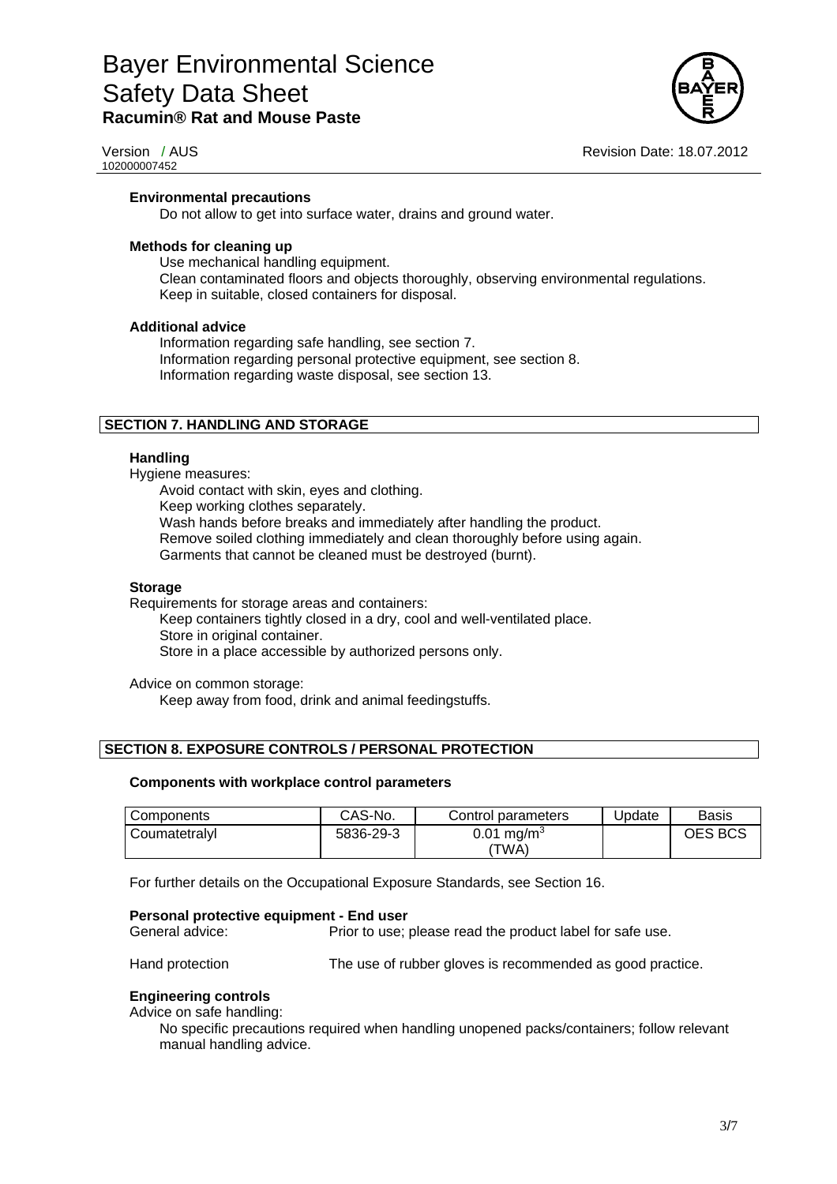**Environmental precautions**

Do not allow to get into surface water, drains and ground water.

**Methods for cleaning up**

Use mechanical handling equipment.
Clean contaminated floors and objects thoroughly, observing environmental regulations.
Keep in suitable, closed containers for disposal.

**Additional advice**

Information regarding safe handling, see section 7.
Information regarding personal protective equipment, see section 8.
Information regarding waste disposal, see section 13.

## SECTION 7. HANDLING AND STORAGE

**Handling**

Hygiene measures:

Avoid contact with skin, eyes and clothing.
Keep working clothes separately.
Wash hands before breaks and immediately after handling the product.
Remove soiled clothing immediately and clean thoroughly before using again.
Garments that cannot be cleaned must be destroyed (burnt).

**Storage**

Requirements for storage areas and containers:

Keep containers tightly closed in a dry, cool and well-ventilated place.
Store in original container.
Store in a place accessible by authorized persons only.

Advice on common storage:

Keep away from food, drink and animal feedingstuffs.

## SECTION 8. EXPOSURE CONTROLS / PERSONAL PROTECTION

**Components with workplace control parameters**

| Components | CAS-No. | Control parameters | Update | Basis |
|---|---|---|---|---|
| Coumatetralyl | 5836-29-3 | 0.01 $mg/m^3$ (TWA) | | OES BCS |

For further details on the Occupational Exposure Standards, see Section 16.

**Personal protective equipment - End user**

General advice: Prior to use; please read the product label for safe use.

Hand protection: The use of rubber gloves is recommended as good practice.

**Engineering controls**

Advice on safe handling:

No specific precautions required when handling unopened packs/containers; follow relevant manual handling advice.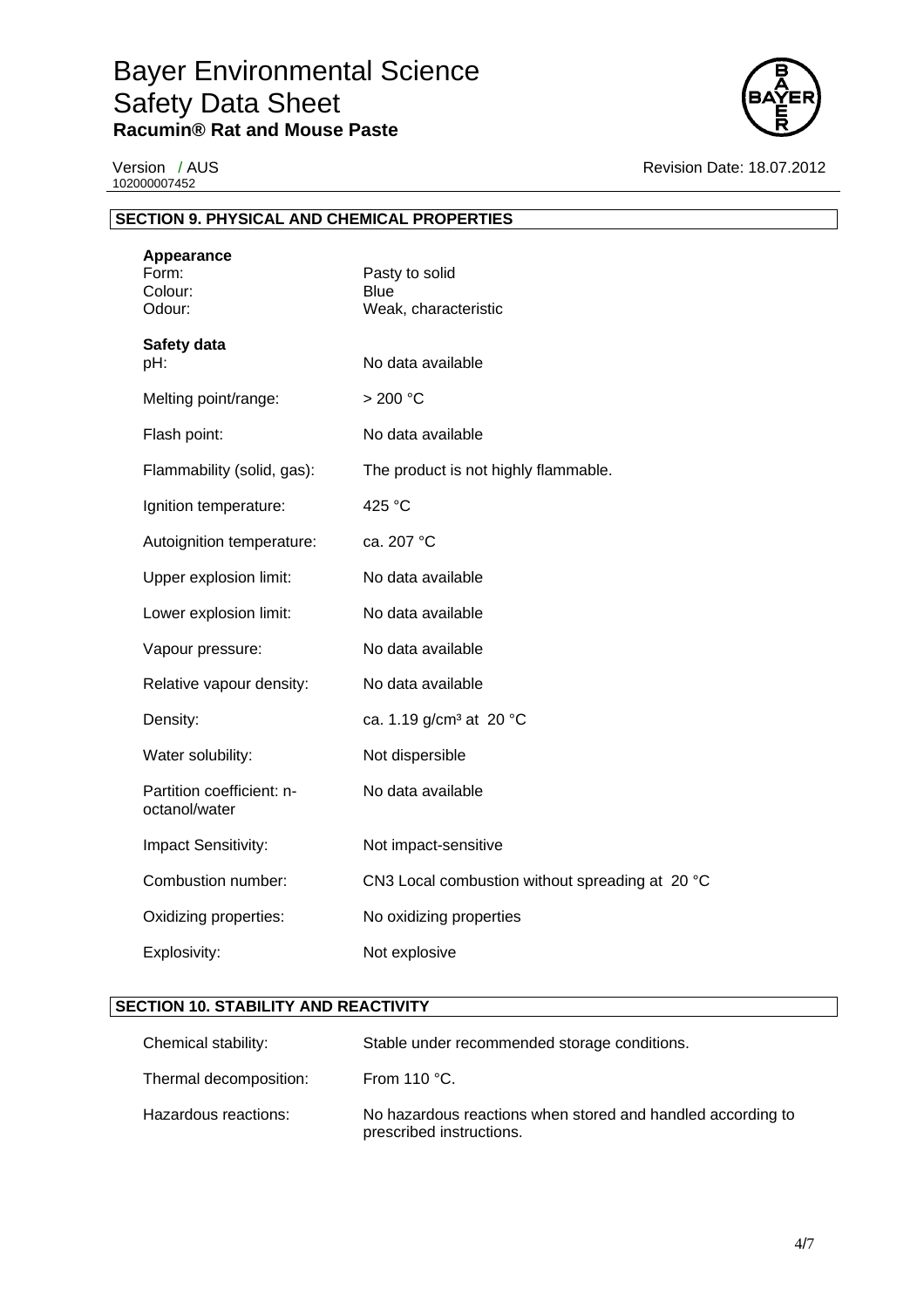## SECTION 9. PHYSICAL AND CHEMICAL PROPERTIES

**Appearance**

| | |
|---|---|
| Form: | Pasty to solid |
| Colour: | Blue |
| Odour: | Weak, characteristic |

**Safety data**

| | |
|---|---|
| pH: | No data available |
| Melting point/range: | > 200 °C |
| Flash point: | No data available |
| Flammability (solid, gas): | The product is not highly flammable. |
| Ignition temperature: | 425 °C |
| Autoignition temperature: | ca. 207 °C |
| Upper explosion limit: | No data available |
| Lower explosion limit: | No data available |
| Vapour pressure: | No data available |
| Relative vapour density: | No data available |
| Density: | ca. 1.19 g/cm³ at 20 °C |
| Water solubility: | Not dispersible |
| Partition coefficient: n-octanol/water | No data available |
| Impact Sensitivity: | Not impact-sensitive |
| Combustion number: | CN3 Local combustion without spreading at 20 °C |
| Oxidizing properties: | No oxidizing properties |
| Explosivity: | Not explosive |

## SECTION 10. STABILITY AND REACTIVITY

| | |
|---|---|
| Chemical stability: | Stable under recommended storage conditions. |
| Thermal decomposition: | From 110 °C. |
| Hazardous reactions: | No hazardous reactions when stored and handled according to prescribed instructions. |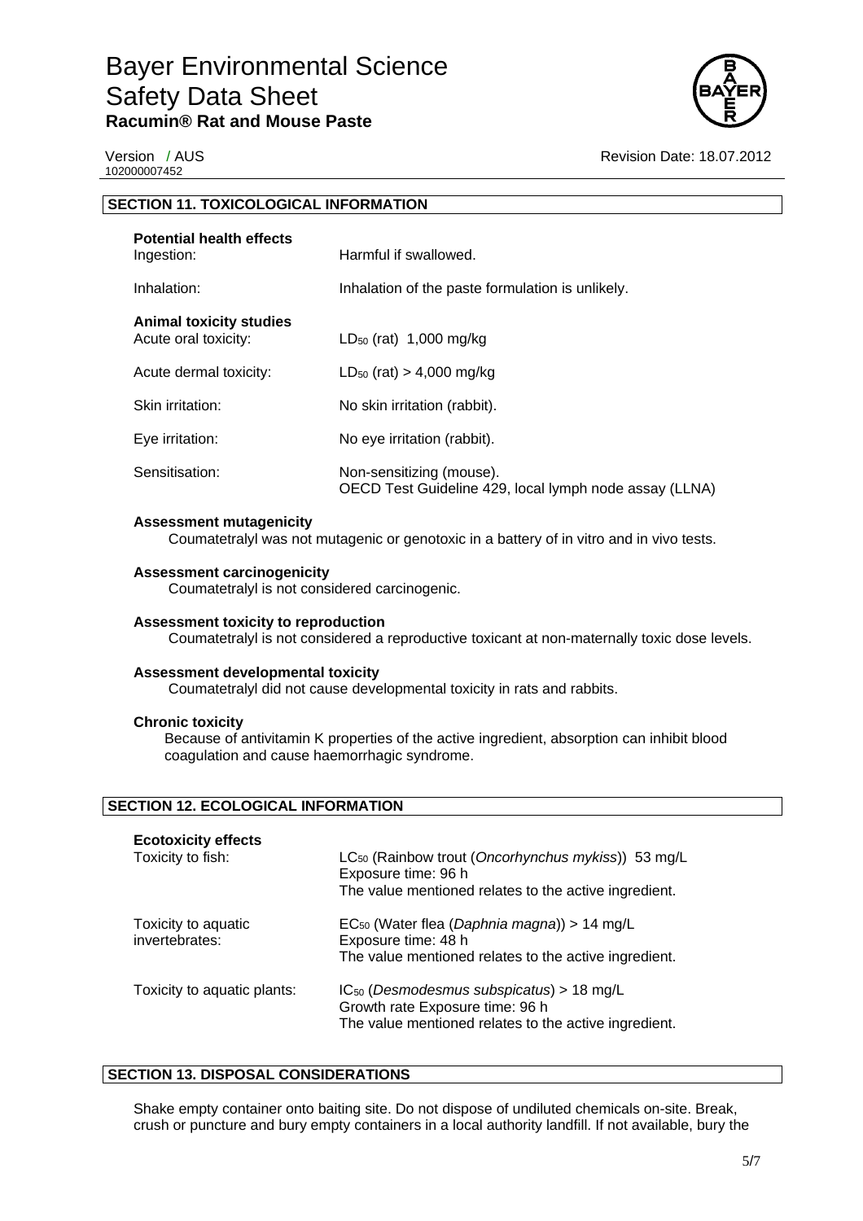## SECTION 11. TOXICOLOGICAL INFORMATION

**Potential health effects**

| | |
|---|---|
| Ingestion: | Harmful if swallowed. |
| Inhalation: | Inhalation of the paste formulation is unlikely. |

**Animal toxicity studies**

| | |
|---|---|
| Acute oral toxicity: | $LD_{50}$ (rat) 1,000 mg/kg |
| Acute dermal toxicity: | $LD_{50}$ (rat) > 4,000 mg/kg |
| Skin irritation: | No skin irritation (rabbit). |
| Eye irritation: | No eye irritation (rabbit). |
| Sensitisation: | Non-sensitizing (mouse). OECD Test Guideline 429, local lymph node assay (LLNA) |

**Assessment mutagenicity**

Coumatetralyl was not mutagenic or genotoxic in a battery of in vitro and in vivo tests.

**Assessment carcinogenicity**

Coumatetralyl is not considered carcinogenic.

**Assessment toxicity to reproduction**

Coumatetralyl is not considered a reproductive toxicant at non-maternally toxic dose levels.

**Assessment developmental toxicity**

Coumatetralyl did not cause developmental toxicity in rats and rabbits.

**Chronic toxicity**

Because of antivitamin K properties of the active ingredient, absorption can inhibit blood coagulation and cause haemorrhagic syndrome.

## SECTION 12. ECOLOGICAL INFORMATION

**Ecotoxicity effects**

| | |
|---|---|
| Toxicity to fish: | $LC_{50}$ (Rainbow trout (*Oncorhynchus mykiss*)) 53 mg/L<br>Exposure time: 96 h<br>The value mentioned relates to the active ingredient. |
| Toxicity to aquatic invertebrates: | $EC_{50}$ (Water flea (*Daphnia magna*)) > 14 mg/L<br>Exposure time: 48 h<br>The value mentioned relates to the active ingredient. |
| Toxicity to aquatic plants: | $IC_{50}$ (*Desmodesmus subspicatus*) > 18 mg/L<br>Growth rate Exposure time: 96 h<br>The value mentioned relates to the active ingredient. |

## SECTION 13. DISPOSAL CONSIDERATIONS

Shake empty container onto baiting site. Do not dispose of undiluted chemicals on-site. Break, crush or puncture and bury empty containers in a local authority landfill. If not available, bury the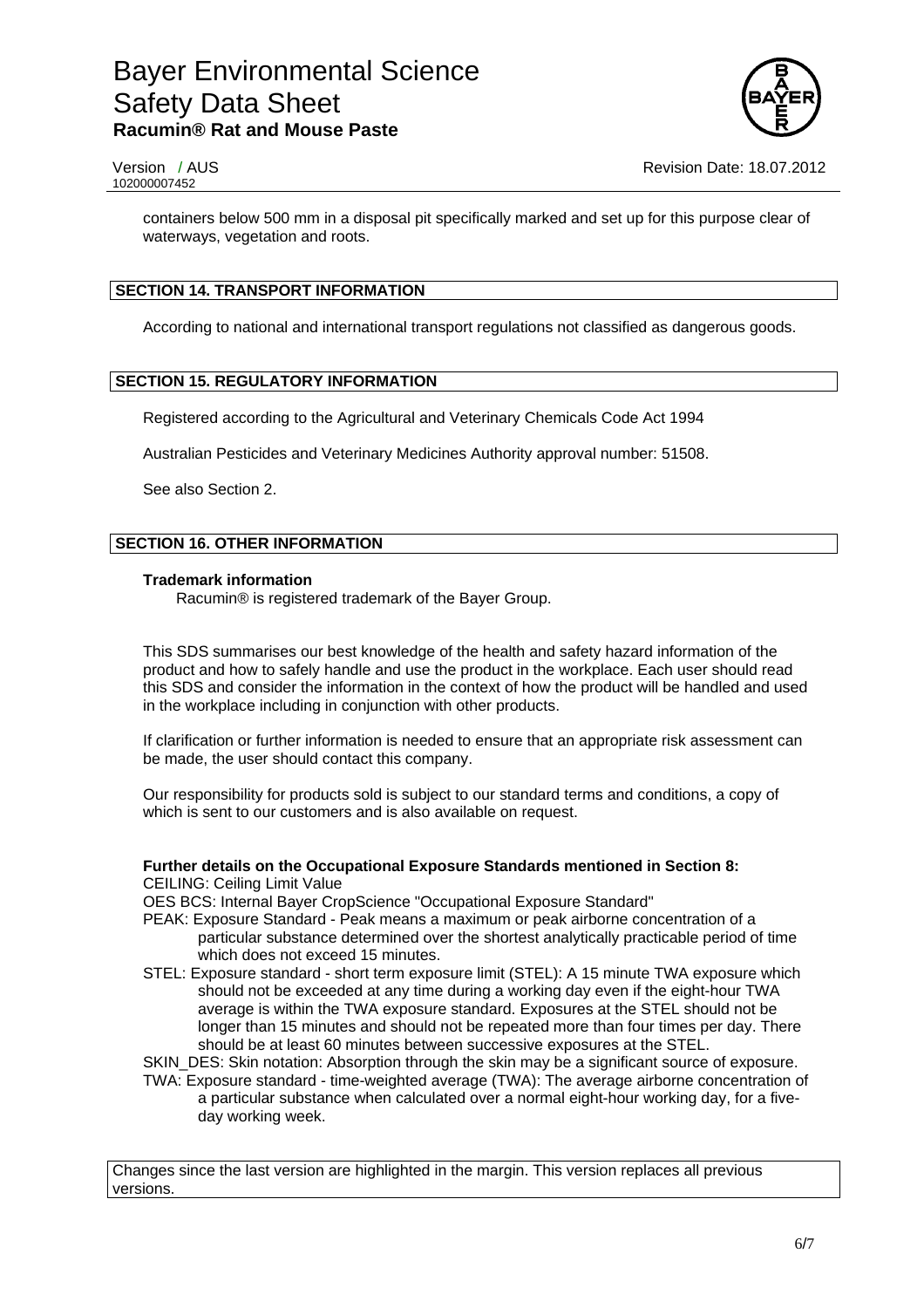containers below 500 mm in a disposal pit specifically marked and set up for this purpose clear of waterways, vegetation and roots.

## SECTION 14. TRANSPORT INFORMATION

According to national and international transport regulations not classified as dangerous goods.

## SECTION 15. REGULATORY INFORMATION

Registered according to the Agricultural and Veterinary Chemicals Code Act 1994

Australian Pesticides and Veterinary Medicines Authority approval number: 51508.

See also Section 2.

## SECTION 16. OTHER INFORMATION

**Trademark information**

Racumin® is registered trademark of the Bayer Group.

This SDS summarises our best knowledge of the health and safety hazard information of the product and how to safely handle and use the product in the workplace. Each user should read this SDS and consider the information in the context of how the product will be handled and used in the workplace including in conjunction with other products.

If clarification or further information is needed to ensure that an appropriate risk assessment can be made, the user should contact this company.

Our responsibility for products sold is subject to our standard terms and conditions, a copy of which is sent to our customers and is also available on request.

**Further details on the Occupational Exposure Standards mentioned in Section 8:**

CEILING: Ceiling Limit Value

OES BCS: Internal Bayer CropScience "Occupational Exposure Standard"

PEAK: Exposure Standard - Peak means a maximum or peak airborne concentration of a particular substance determined over the shortest analytically practicable period of time which does not exceed 15 minutes.

STEL: Exposure standard - short term exposure limit (STEL): A 15 minute TWA exposure which should not be exceeded at any time during a working day even if the eight-hour TWA average is within the TWA exposure standard. Exposures at the STEL should not be longer than 15 minutes and should not be repeated more than four times per day. There should be at least 60 minutes between successive exposures at the STEL.

SKIN_DES: Skin notation: Absorption through the skin may be a significant source of exposure.

TWA: Exposure standard - time-weighted average (TWA): The average airborne concentration of a particular substance when calculated over a normal eight-hour working day, for a five-day working week.

Changes since the last version are highlighted in the margin. This version replaces all previous versions.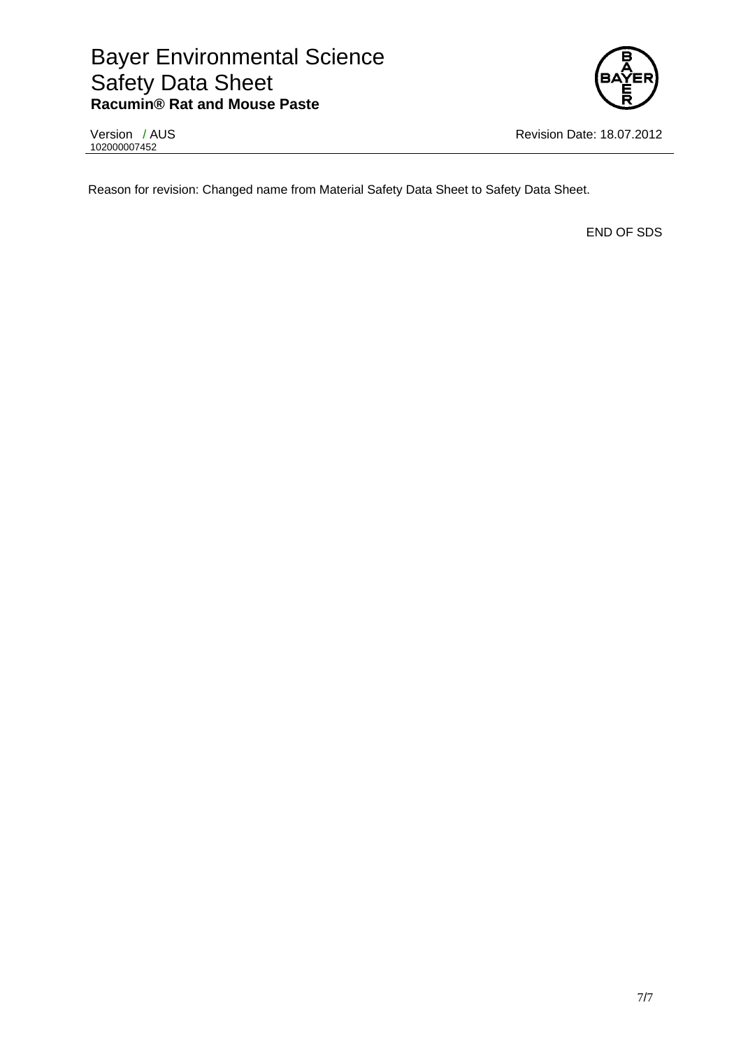Reason for revision: Changed name from Material Safety Data Sheet to Safety Data Sheet.

END OF SDS